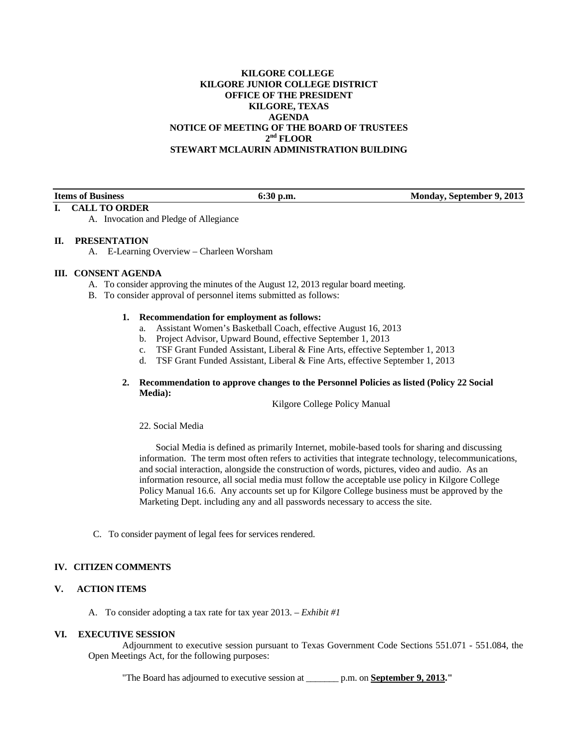**KILGORE COLLEGE**
**KILGORE JUNIOR COLLEGE DISTRICT**
**OFFICE OF THE PRESIDENT**
**KILGORE, TEXAS**
**AGENDA**
**NOTICE OF MEETING OF THE BOARD OF TRUSTEES**
**2nd FLOOR**
**STEWART MCLAURIN ADMINISTRATION BUILDING**

| Items of Business | 6:30 p.m. | Monday, September 9, 2013 |
|---|---|---|

## I. CALL TO ORDER

A. Invocation and Pledge of Allegiance

## II. PRESENTATION

A. E-Learning Overview – Charleen Worsham

## III. CONSENT AGENDA

A. To consider approving the minutes of the August 12, 2013 regular board meeting.

B. To consider approval of personnel items submitted as follows:

**1. Recommendation for employment as follows:**

a. Assistant Women's Basketball Coach, effective August 16, 2013
b. Project Advisor, Upward Bound, effective September 1, 2013
c. TSF Grant Funded Assistant, Liberal & Fine Arts, effective September 1, 2013
d. TSF Grant Funded Assistant, Liberal & Fine Arts, effective September 1, 2013

**2. Recommendation to approve changes to the Personnel Policies as listed (Policy 22 Social Media):**

Kilgore College Policy Manual

22. Social Media

Social Media is defined as primarily Internet, mobile-based tools for sharing and discussing information. The term most often refers to activities that integrate technology, telecommunications, and social interaction, alongside the construction of words, pictures, video and audio. As an information resource, all social media must follow the acceptable use policy in Kilgore College Policy Manual 16.6. Any accounts set up for Kilgore College business must be approved by the Marketing Dept. including any and all passwords necessary to access the site.

C. To consider payment of legal fees for services rendered.

## IV. CITIZEN COMMENTS

## V. ACTION ITEMS

A. To consider adopting a tax rate for tax year 2013. – *Exhibit #1*

## VI. EXECUTIVE SESSION

Adjournment to executive session pursuant to Texas Government Code Sections 551.071 - 551.084, the Open Meetings Act, for the following purposes:

"The Board has adjourned to executive session at _______ p.m. on **September 9, 2013**."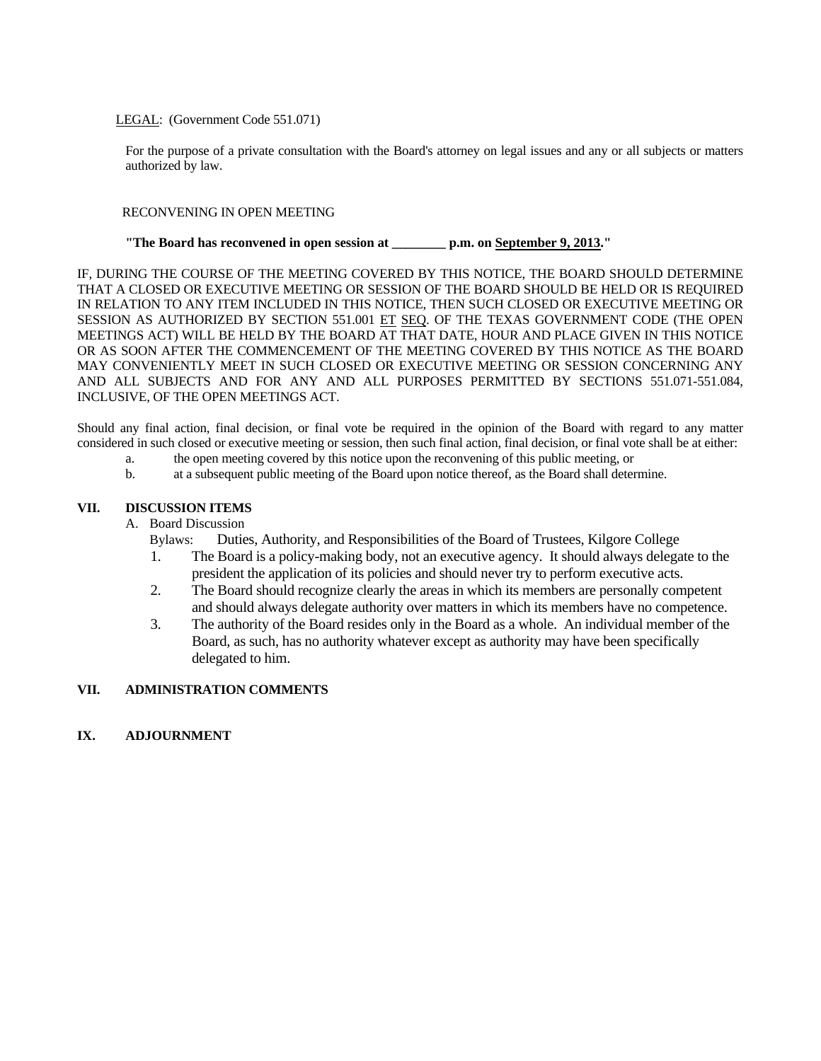LEGAL: (Government Code 551.071)

For the purpose of a private consultation with the Board's attorney on legal issues and any or all subjects or matters authorized by law.

RECONVENING IN OPEN MEETING

**"The Board has reconvened in open session at ________ p.m. on September 9, 2013."**

IF, DURING THE COURSE OF THE MEETING COVERED BY THIS NOTICE, THE BOARD SHOULD DETERMINE THAT A CLOSED OR EXECUTIVE MEETING OR SESSION OF THE BOARD SHOULD BE HELD OR IS REQUIRED IN RELATION TO ANY ITEM INCLUDED IN THIS NOTICE, THEN SUCH CLOSED OR EXECUTIVE MEETING OR SESSION AS AUTHORIZED BY SECTION 551.001 ET SEQ. OF THE TEXAS GOVERNMENT CODE (THE OPEN MEETINGS ACT) WILL BE HELD BY THE BOARD AT THAT DATE, HOUR AND PLACE GIVEN IN THIS NOTICE OR AS SOON AFTER THE COMMENCEMENT OF THE MEETING COVERED BY THIS NOTICE AS THE BOARD MAY CONVENIENTLY MEET IN SUCH CLOSED OR EXECUTIVE MEETING OR SESSION CONCERNING ANY AND ALL SUBJECTS AND FOR ANY AND ALL PURPOSES PERMITTED BY SECTIONS 551.071-551.084, INCLUSIVE, OF THE OPEN MEETINGS ACT.

Should any final action, final decision, or final vote be required in the opinion of the Board with regard to any matter considered in such closed or executive meeting or session, then such final action, final decision, or final vote shall be at either:

a. the open meeting covered by this notice upon the reconvening of this public meeting, or
b. at a subsequent public meeting of the Board upon notice thereof, as the Board shall determine.

## VII. DISCUSSION ITEMS

A. Board Discussion

Bylaws: Duties, Authority, and Responsibilities of the Board of Trustees, Kilgore College

1. The Board is a policy-making body, not an executive agency. It should always delegate to the president the application of its policies and should never try to perform executive acts.
2. The Board should recognize clearly the areas in which its members are personally competent and should always delegate authority over matters in which its members have no competence.
3. The authority of the Board resides only in the Board as a whole. An individual member of the Board, as such, has no authority whatever except as authority may have been specifically delegated to him.

## VII. ADMINISTRATION COMMENTS

## IX. ADJOURNMENT